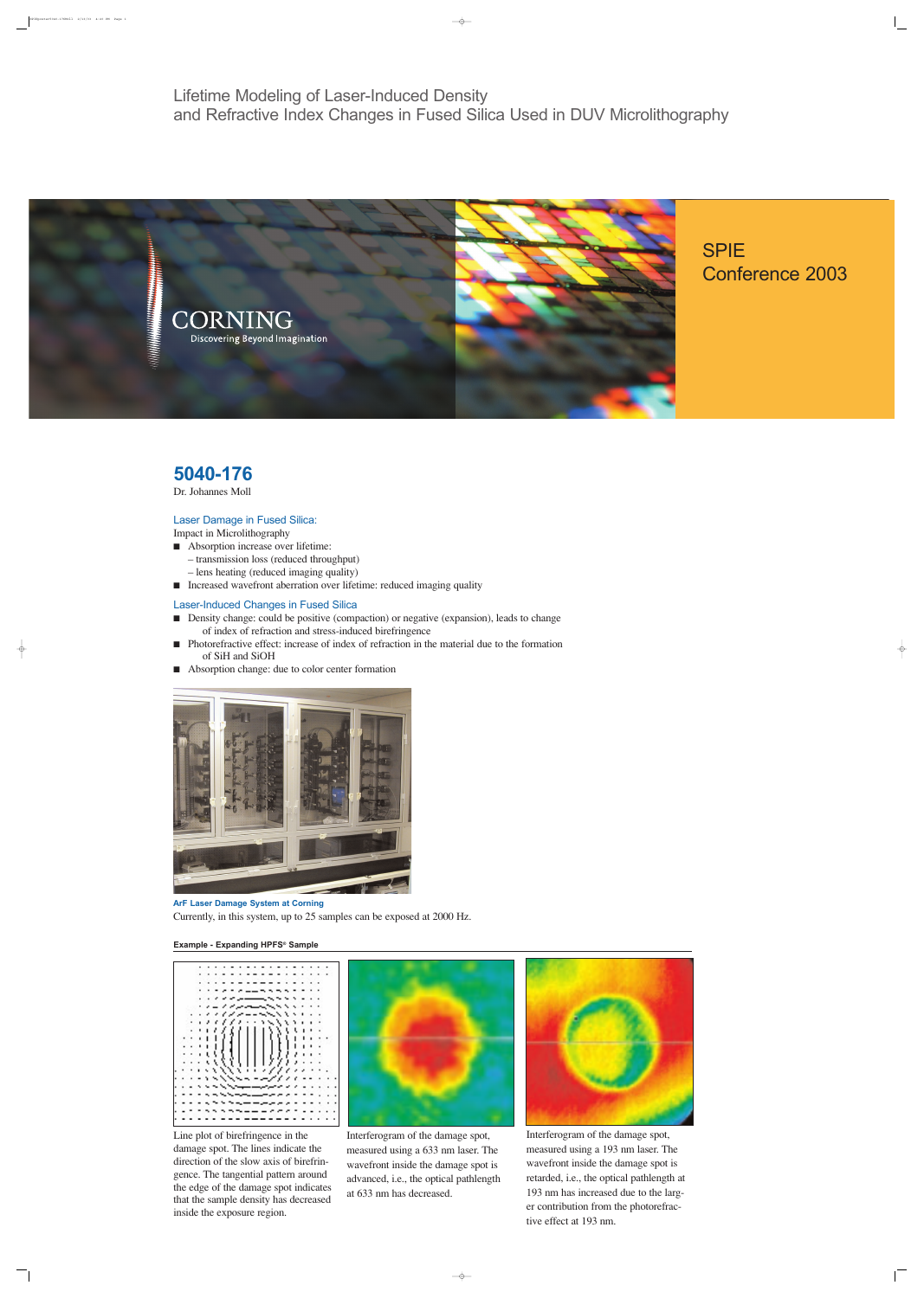# Lifetime Modeling of Laser-Induced Density and Refractive Index Changes in Fused Silica Used in DUV Microlithography

CORNING
Discovering Beyond Imagination

SPIE
Conference 2003

## 5040-176

Dr. Johannes Moll

### Laser Damage in Fused Silica:

Impact in Microlithography

- Absorption increase over lifetime:
  - transmission loss (reduced throughput)
  - lens heating (reduced imaging quality)
- Increased wavefront aberration over lifetime: reduced imaging quality

### Laser-Induced Changes in Fused Silica

- Density change: could be positive (compaction) or negative (expansion), leads to change of index of refraction and stress-induced birefringence
- Photorefractive effect: increase of index of refraction in the material due to the formation of SiH and SiOH
- Absorption change: due to color center formation

**ArF Laser Damage System at Corning**

Currently, in this system, up to 25 samples can be exposed at 2000 Hz.

**Example - Expanding HPFS® Sample**

Line plot of birefringence in the damage spot. The lines indicate the direction of the slow axis of birefringence. The tangential pattern around the edge of the damage spot indicates that the sample density has decreased inside the exposure region.

Interferogram of the damage spot, measured using a 633 nm laser. The wavefront inside the damage spot is advanced, i.e., the optical pathlength at 633 nm has decreased.

Interferogram of the damage spot, measured using a 193 nm laser. The wavefront inside the damage spot is retarded, i.e., the optical pathlength at 193 nm has increased due to the larger contribution from the photorefractive effect at 193 nm.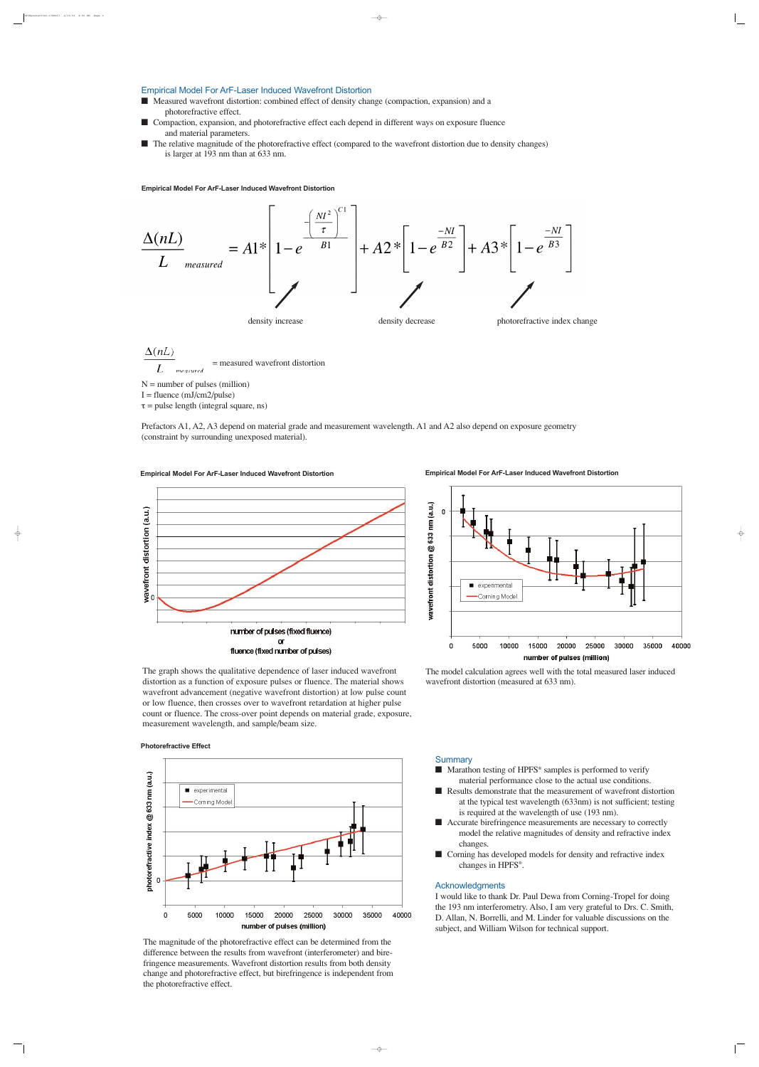## Empirical Model For ArF-Laser Induced Wavefront Distortion

- Measured wavefront distortion: combined effect of density change (compaction, expansion) and a photorefractive effect.
- Compaction, expansion, and photorefractive effect each depend in different ways on exposure fluence and material parameters.
- The relative magnitude of the photorefractive effect (compared to the wavefront distortion due to density changes) is larger at 193 nm than at 633 nm.

**Empirical Model For ArF-Laser Induced Wavefront Distortion**

$$\left.\frac{\Delta(nL)}{L}\right|_{measured} = A1*\left[1-e^{\frac{\left(\frac{NI^2}{\tau}\right)^{C1}}{B1}}\right] + A2*\left[1-e^{\frac{-NI}{B2}}\right] + A3*\left[1-e^{\frac{-NI}{B3}}\right]$$

density increase

density decrease

photorefractive index change

$\left.\frac{\Delta(nL)}{L}\right|_{measured}$ = measured wavefront distortion

N = number of pulses (million)
I = fluence (mJ/cm2/pulse)
τ = pulse length (integral square, ns)

Prefactors A1, A2, A3 depend on material grade and measurement wavelength. A1 and A2 also depend on exposure geometry (constraint by surrounding unexposed material).

**Empirical Model For ArF-Laser Induced Wavefront Distortion**

wavefront distortion (a.u.)
0
number of pulses (fixed fluence)
or
fluence (fixed number of pulses)

The graph shows the qualitative dependence of laser induced wavefront distortion as a function of exposure pulses or fluence. The material shows wavefront advancement (negative wavefront distortion) at low pulse count or low fluence, then crosses over to wavefront retardation at higher pulse count or fluence. The cross-over point depends on material grade, exposure, measurement wavelength, and sample/beam size.

**Empirical Model For ArF-Laser Induced Wavefront Distortion**

wavefront distortion @ 633 nm (a.u.)
0
experimental
Corning Model
0 5000 10000 15000 20000 25000 30000 35000 40000
number of pulses (million)

The model calculation agrees well with the total measured laser induced wavefront distortion (measured at 633 nm).

**Photorefractive Effect**

photorefractive index @ 633 nm (a.u.)
0
experimental
Corning Model
0 5000 10000 15000 20000 25000 30000 35000 40000
number of pulses (million)

The magnitude of the photorefractive effect can be determined from the difference between the results from wavefront (interferometer) and birefringence measurements. Wavefront distortion results from both density change and photorefractive effect, but birefringence is independent from the photorefractive effect.

## Summary

- Marathon testing of HPFS® samples is performed to verify material performance close to the actual use conditions.
- Results demonstrate that the measurement of wavefront distortion at the typical test wavelength (633nm) is not sufficient; testing is required at the wavelength of use (193 nm).
- Accurate birefringence measurements are necessary to correctly model the relative magnitudes of density and refractive index changes.
- Corning has developed models for density and refractive index changes in HPFS®.

## Acknowledgments

I would like to thank Dr. Paul Dewa from Corning-Tropel for doing the 193 nm interferometry. Also, I am very grateful to Drs. C. Smith, D. Allan, N. Borrelli, and M. Linder for valuable discussions on the subject, and William Wilson for technical support.